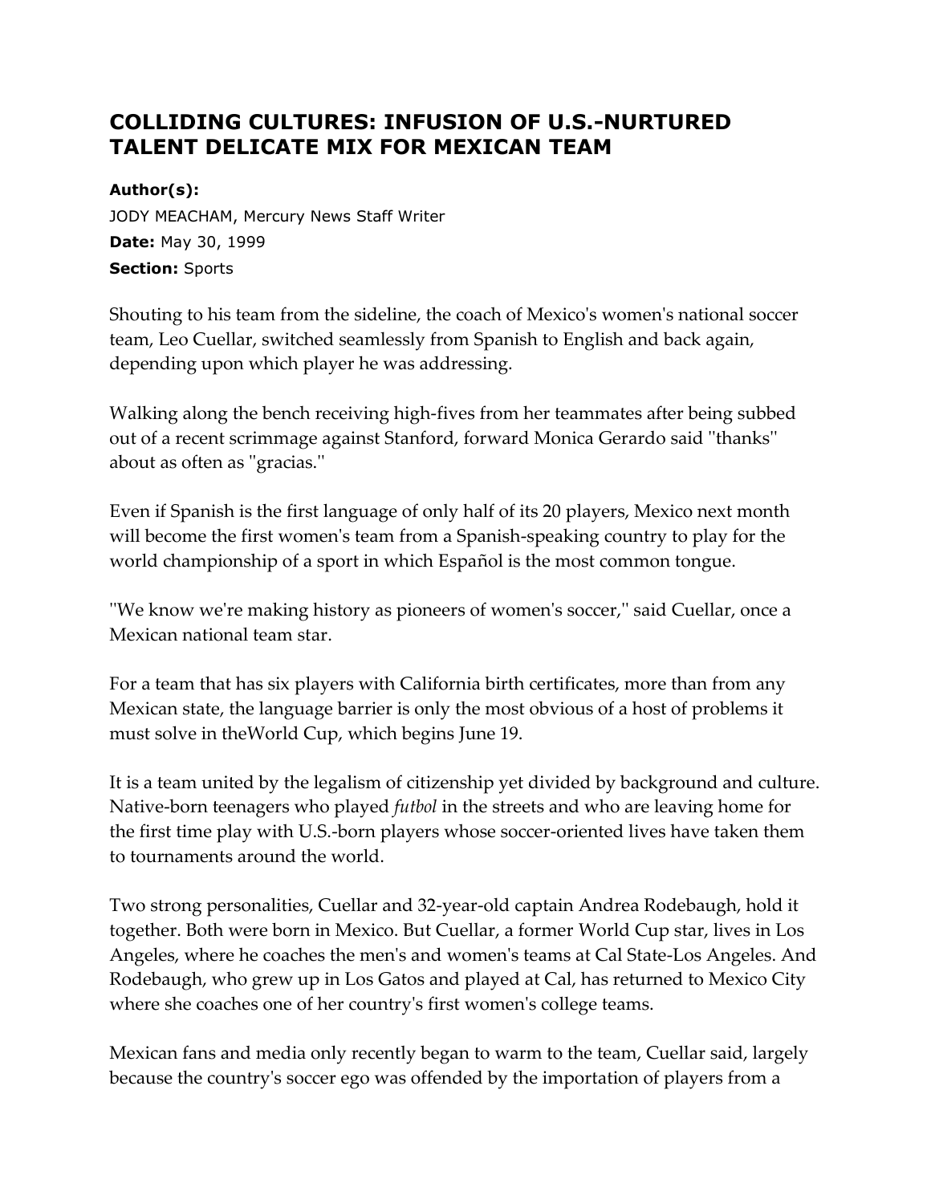# COLLIDING CULTURES: INFUSION OF U.S.-NURTURED TALENT DELICATE MIX FOR MEXICAN TEAM

**Author(s):**
JODY MEACHAM, Mercury News Staff Writer
**Date:** May 30, 1999
**Section:** Sports

Shouting to his team from the sideline, the coach of Mexico's women's national soccer team, Leo Cuellar, switched seamlessly from Spanish to English and back again, depending upon which player he was addressing.

Walking along the bench receiving high-fives from her teammates after being subbed out of a recent scrimmage against Stanford, forward Monica Gerardo said ''thanks'' about as often as ''gracias.''

Even if Spanish is the first language of only half of its 20 players, Mexico next month will become the first women's team from a Spanish-speaking country to play for the world championship of a sport in which Español is the most common tongue.

''We know we're making history as pioneers of women's soccer,'' said Cuellar, once a Mexican national team star.

For a team that has six players with California birth certificates, more than from any Mexican state, the language barrier is only the most obvious of a host of problems it must solve in theWorld Cup, which begins June 19.

It is a team united by the legalism of citizenship yet divided by background and culture. Native-born teenagers who played *futbol* in the streets and who are leaving home for the first time play with U.S.-born players whose soccer-oriented lives have taken them to tournaments around the world.

Two strong personalities, Cuellar and 32-year-old captain Andrea Rodebaugh, hold it together. Both were born in Mexico. But Cuellar, a former World Cup star, lives in Los Angeles, where he coaches the men's and women's teams at Cal State-Los Angeles. And Rodebaugh, who grew up in Los Gatos and played at Cal, has returned to Mexico City where she coaches one of her country's first women's college teams.

Mexican fans and media only recently began to warm to the team, Cuellar said, largely because the country's soccer ego was offended by the importation of players from a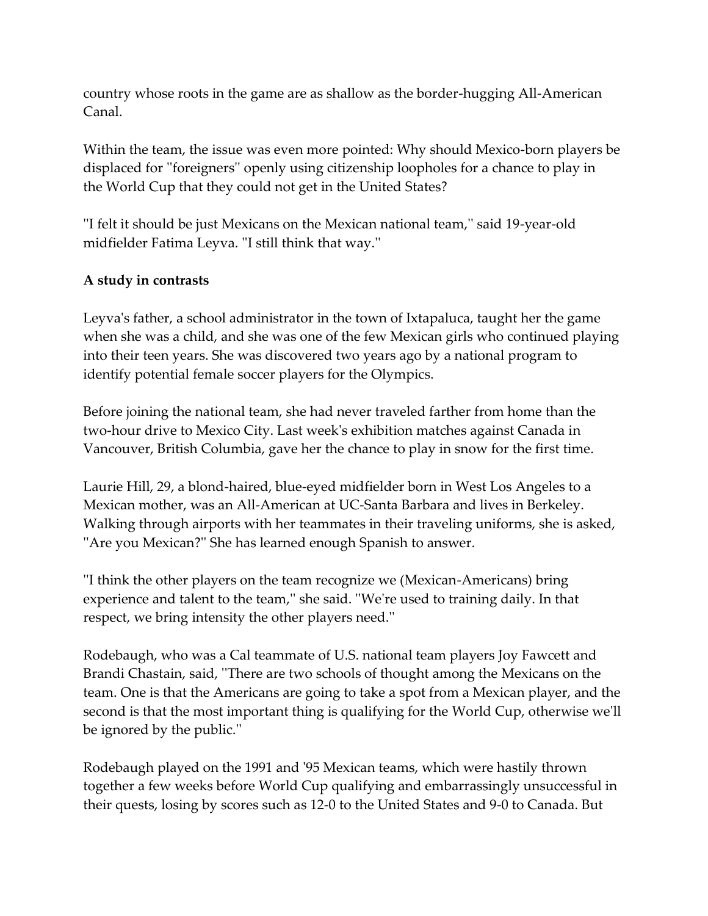country whose roots in the game are as shallow as the border-hugging All-American Canal.

Within the team, the issue was even more pointed: Why should Mexico-born players be displaced for ''foreigners'' openly using citizenship loopholes for a chance to play in the World Cup that they could not get in the United States?

''I felt it should be just Mexicans on the Mexican national team,'' said 19-year-old midfielder Fatima Leyva. ''I still think that way.''

**A study in contrasts**

Leyva's father, a school administrator in the town of Ixtapaluca, taught her the game when she was a child, and she was one of the few Mexican girls who continued playing into their teen years. She was discovered two years ago by a national program to identify potential female soccer players for the Olympics.

Before joining the national team, she had never traveled farther from home than the two-hour drive to Mexico City. Last week's exhibition matches against Canada in Vancouver, British Columbia, gave her the chance to play in snow for the first time.

Laurie Hill, 29, a blond-haired, blue-eyed midfielder born in West Los Angeles to a Mexican mother, was an All-American at UC-Santa Barbara and lives in Berkeley. Walking through airports with her teammates in their traveling uniforms, she is asked, ''Are you Mexican?'' She has learned enough Spanish to answer.

''I think the other players on the team recognize we (Mexican-Americans) bring experience and talent to the team,'' she said. ''We're used to training daily. In that respect, we bring intensity the other players need.''

Rodebaugh, who was a Cal teammate of U.S. national team players Joy Fawcett and Brandi Chastain, said, ''There are two schools of thought among the Mexicans on the team. One is that the Americans are going to take a spot from a Mexican player, and the second is that the most important thing is qualifying for the World Cup, otherwise we'll be ignored by the public.''

Rodebaugh played on the 1991 and '95 Mexican teams, which were hastily thrown together a few weeks before World Cup qualifying and embarrassingly unsuccessful in their quests, losing by scores such as 12-0 to the United States and 9-0 to Canada. But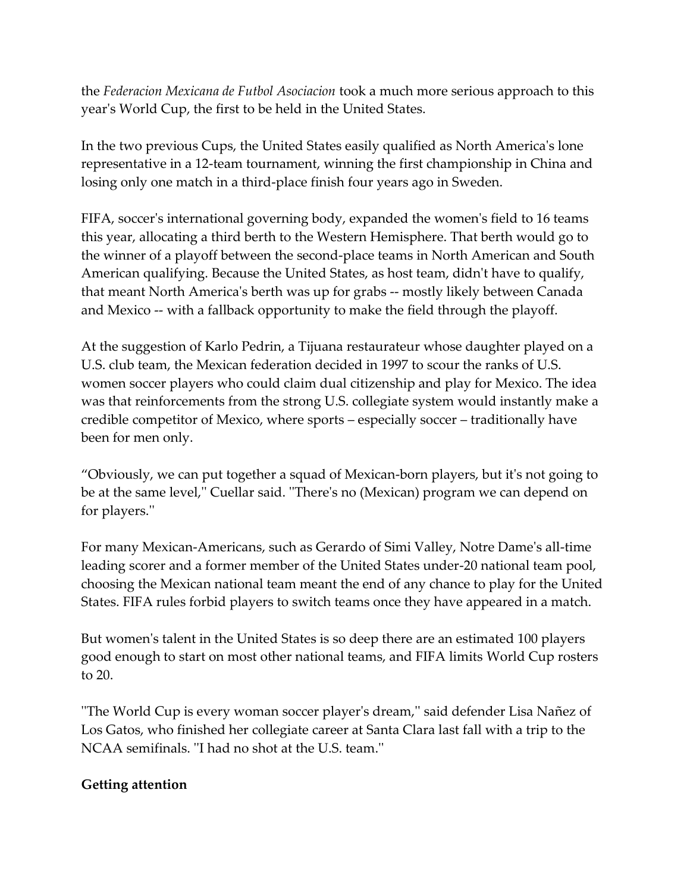the *Federacion Mexicana de Futbol Asociacion* took a much more serious approach to this year's World Cup, the first to be held in the United States.

In the two previous Cups, the United States easily qualified as North America's lone representative in a 12-team tournament, winning the first championship in China and losing only one match in a third-place finish four years ago in Sweden.

FIFA, soccer's international governing body, expanded the women's field to 16 teams this year, allocating a third berth to the Western Hemisphere. That berth would go to the winner of a playoff between the second-place teams in North American and South American qualifying. Because the United States, as host team, didn't have to qualify, that meant North America's berth was up for grabs -- mostly likely between Canada and Mexico -- with a fallback opportunity to make the field through the playoff.

At the suggestion of Karlo Pedrin, a Tijuana restaurateur whose daughter played on a U.S. club team, the Mexican federation decided in 1997 to scour the ranks of U.S. women soccer players who could claim dual citizenship and play for Mexico. The idea was that reinforcements from the strong U.S. collegiate system would instantly make a credible competitor of Mexico, where sports – especially soccer – traditionally have been for men only.

"Obviously, we can put together a squad of Mexican-born players, but it's not going to be at the same level,'' Cuellar said. ''There's no (Mexican) program we can depend on for players.''

For many Mexican-Americans, such as Gerardo of Simi Valley, Notre Dame's all-time leading scorer and a former member of the United States under-20 national team pool, choosing the Mexican national team meant the end of any chance to play for the United States. FIFA rules forbid players to switch teams once they have appeared in a match.

But women's talent in the United States is so deep there are an estimated 100 players good enough to start on most other national teams, and FIFA limits World Cup rosters to 20.

''The World Cup is every woman soccer player's dream,'' said defender Lisa Nañez of Los Gatos, who finished her collegiate career at Santa Clara last fall with a trip to the NCAA semifinals. ''I had no shot at the U.S. team.''

**Getting attention**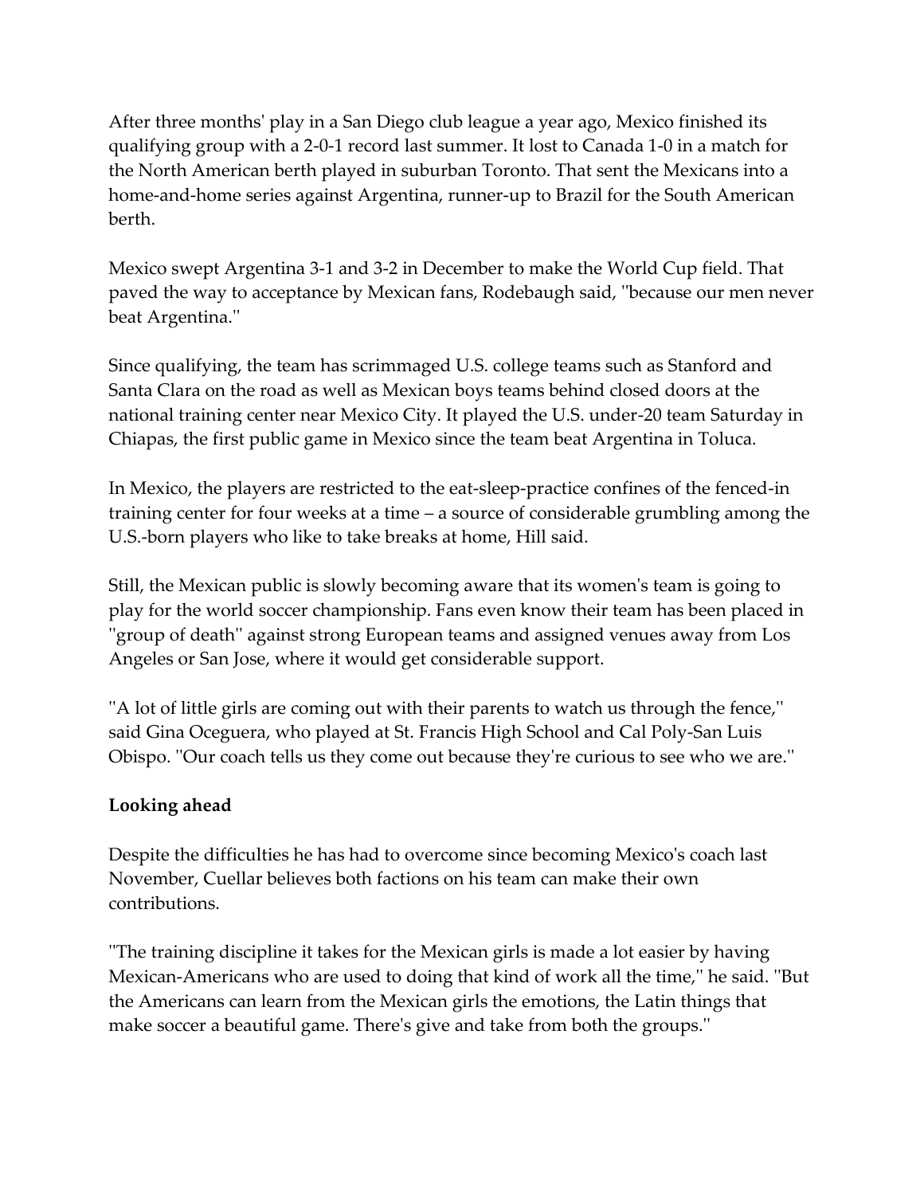After three months' play in a San Diego club league a year ago, Mexico finished its qualifying group with a 2-0-1 record last summer. It lost to Canada 1-0 in a match for the North American berth played in suburban Toronto. That sent the Mexicans into a home-and-home series against Argentina, runner-up to Brazil for the South American berth.

Mexico swept Argentina 3-1 and 3-2 in December to make the World Cup field. That paved the way to acceptance by Mexican fans, Rodebaugh said, ''because our men never beat Argentina.''

Since qualifying, the team has scrimmaged U.S. college teams such as Stanford and Santa Clara on the road as well as Mexican boys teams behind closed doors at the national training center near Mexico City. It played the U.S. under-20 team Saturday in Chiapas, the first public game in Mexico since the team beat Argentina in Toluca.

In Mexico, the players are restricted to the eat-sleep-practice confines of the fenced-in training center for four weeks at a time – a source of considerable grumbling among the U.S.-born players who like to take breaks at home, Hill said.

Still, the Mexican public is slowly becoming aware that its women's team is going to play for the world soccer championship. Fans even know their team has been placed in ''group of death'' against strong European teams and assigned venues away from Los Angeles or San Jose, where it would get considerable support.

''A lot of little girls are coming out with their parents to watch us through the fence,'' said Gina Oceguera, who played at St. Francis High School and Cal Poly-San Luis Obispo. ''Our coach tells us they come out because they're curious to see who we are.''

**Looking ahead**

Despite the difficulties he has had to overcome since becoming Mexico's coach last November, Cuellar believes both factions on his team can make their own contributions.

''The training discipline it takes for the Mexican girls is made a lot easier by having Mexican-Americans who are used to doing that kind of work all the time,'' he said. ''But the Americans can learn from the Mexican girls the emotions, the Latin things that make soccer a beautiful game. There's give and take from both the groups.''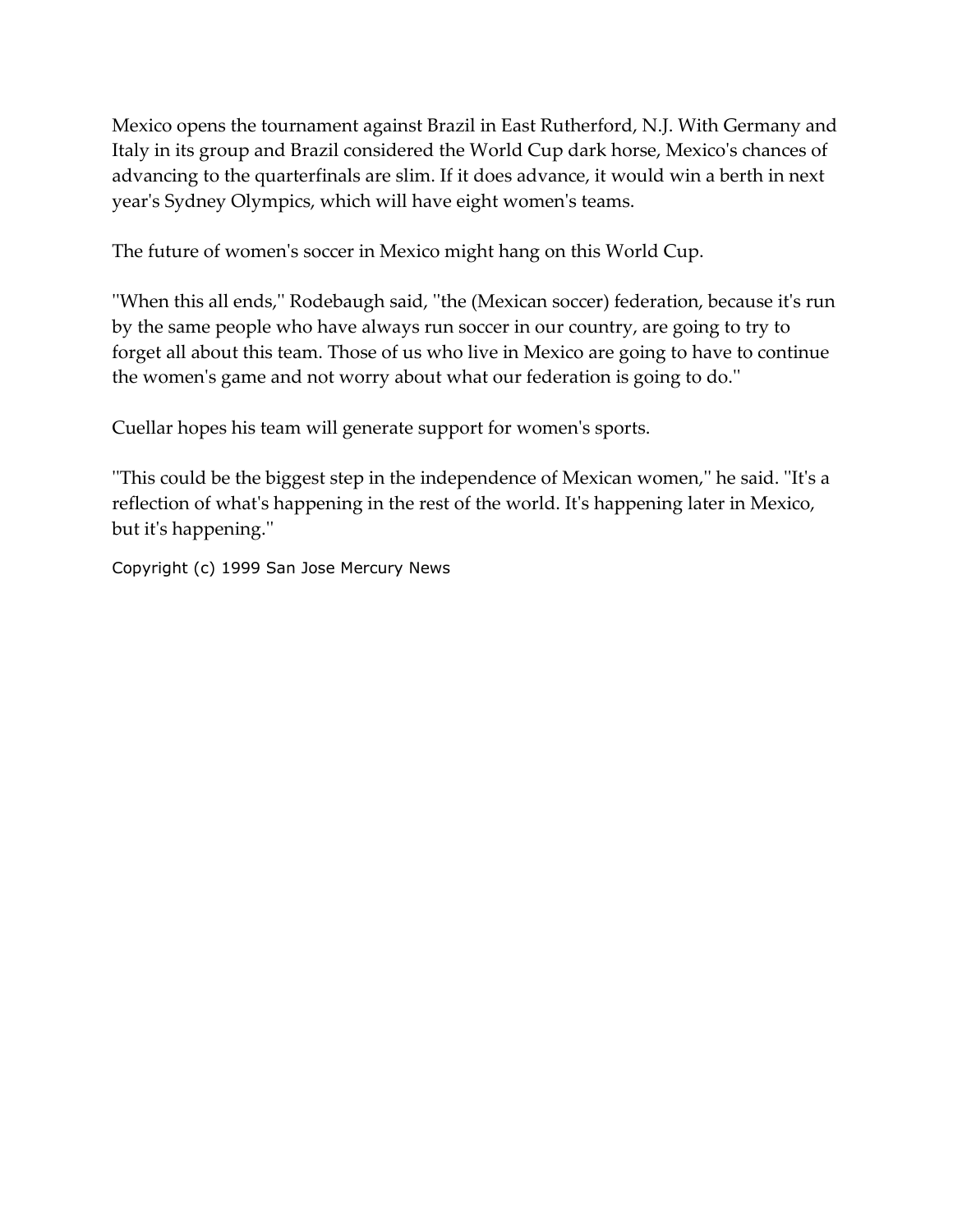Mexico opens the tournament against Brazil in East Rutherford, N.J. With Germany and Italy in its group and Brazil considered the World Cup dark horse, Mexico's chances of advancing to the quarterfinals are slim. If it does advance, it would win a berth in next year's Sydney Olympics, which will have eight women's teams.

The future of women's soccer in Mexico might hang on this World Cup.

''When this all ends,'' Rodebaugh said, ''the (Mexican soccer) federation, because it's run by the same people who have always run soccer in our country, are going to try to forget all about this team. Those of us who live in Mexico are going to have to continue the women's game and not worry about what our federation is going to do.''

Cuellar hopes his team will generate support for women's sports.

''This could be the biggest step in the independence of Mexican women,'' he said. ''It's a reflection of what's happening in the rest of the world. It's happening later in Mexico, but it's happening.''

Copyright (c) 1999 San Jose Mercury News